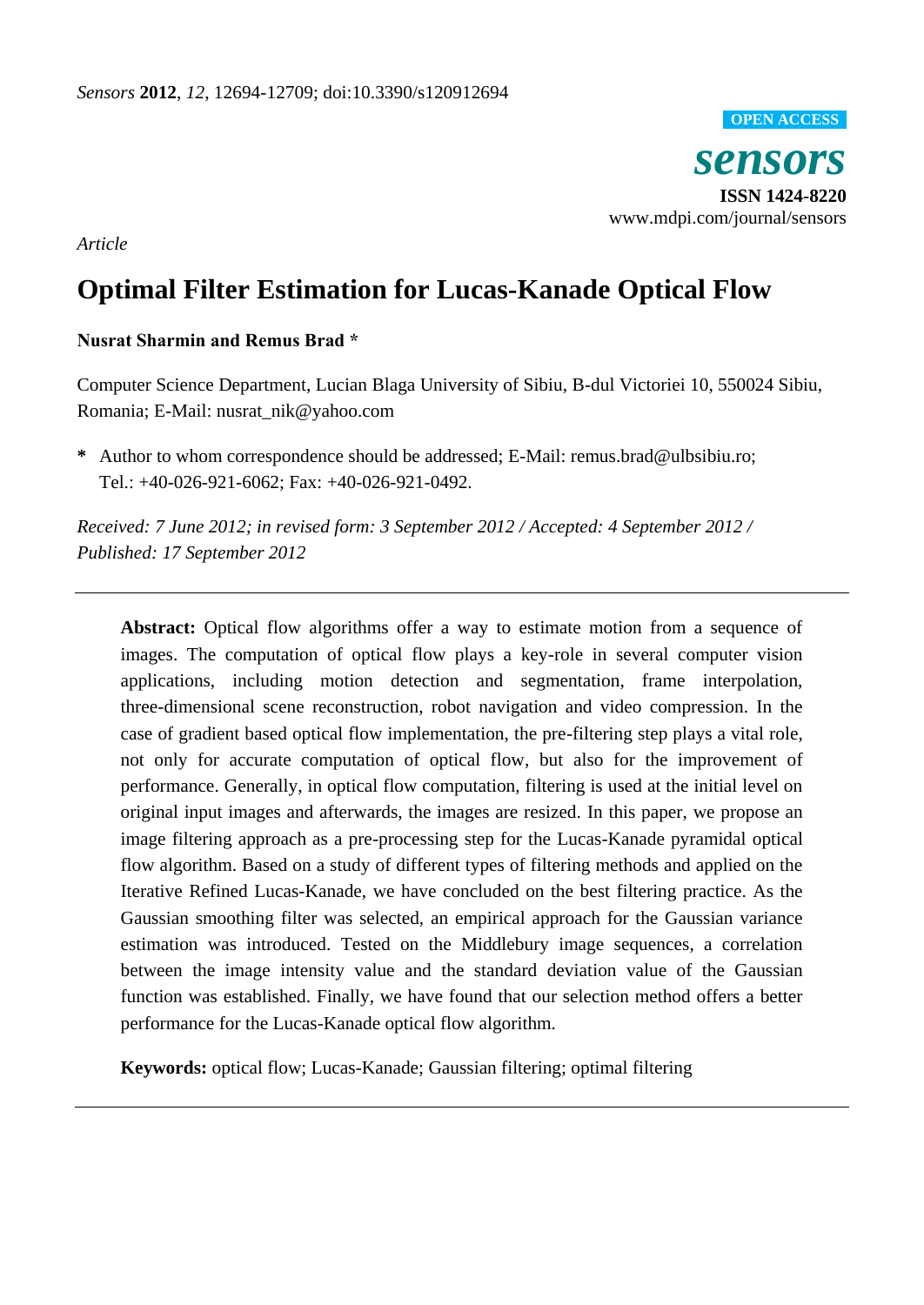*Article*

# Optimal Filter Estimation for Lucas-Kanade Optical Flow

**Nusrat Sharmin and Remus Brad ***

Computer Science Department, Lucian Blaga University of Sibiu, B-dul Victoriei 10, 550024 Sibiu, Romania; E-Mail: nusrat_nik@yahoo.com

**\*** Author to whom correspondence should be addressed; E-Mail: remus.brad@ulbsibiu.ro; Tel.: +40-026-921-6062; Fax: +40-026-921-0492.

*Received: 7 June 2012; in revised form: 3 September 2012 / Accepted: 4 September 2012 / Published: 17 September 2012*

---

**Abstract:** Optical flow algorithms offer a way to estimate motion from a sequence of images. The computation of optical flow plays a key-role in several computer vision applications, including motion detection and segmentation, frame interpolation, three-dimensional scene reconstruction, robot navigation and video compression. In the case of gradient based optical flow implementation, the pre-filtering step plays a vital role, not only for accurate computation of optical flow, but also for the improvement of performance. Generally, in optical flow computation, filtering is used at the initial level on original input images and afterwards, the images are resized. In this paper, we propose an image filtering approach as a pre-processing step for the Lucas-Kanade pyramidal optical flow algorithm. Based on a study of different types of filtering methods and applied on the Iterative Refined Lucas-Kanade, we have concluded on the best filtering practice. As the Gaussian smoothing filter was selected, an empirical approach for the Gaussian variance estimation was introduced. Tested on the Middlebury image sequences, a correlation between the image intensity value and the standard deviation value of the Gaussian function was established. Finally, we have found that our selection method offers a better performance for the Lucas-Kanade optical flow algorithm.

**Keywords:** optical flow; Lucas-Kanade; Gaussian filtering; optimal filtering

---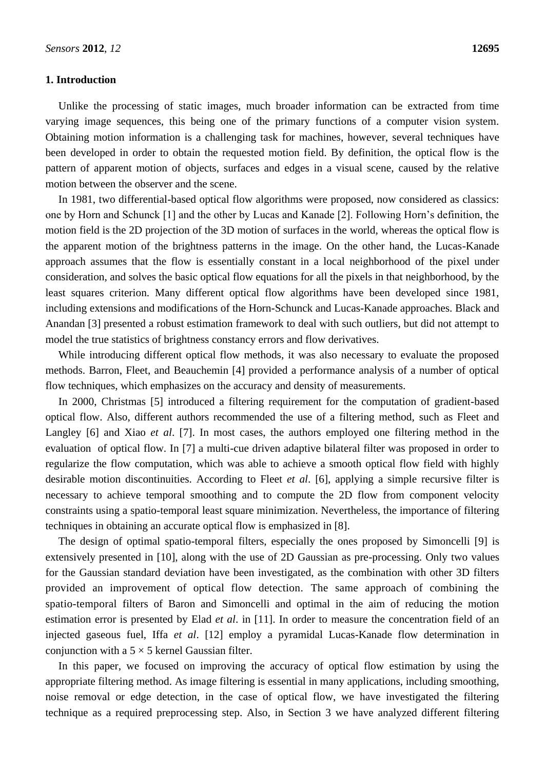## 1. Introduction

Unlike the processing of static images, much broader information can be extracted from time varying image sequences, this being one of the primary functions of a computer vision system. Obtaining motion information is a challenging task for machines, however, several techniques have been developed in order to obtain the requested motion field. By definition, the optical flow is the pattern of apparent motion of objects, surfaces and edges in a visual scene, caused by the relative motion between the observer and the scene.

In 1981, two differential-based optical flow algorithms were proposed, now considered as classics: one by Horn and Schunck [1] and the other by Lucas and Kanade [2]. Following Horn's definition, the motion field is the 2D projection of the 3D motion of surfaces in the world, whereas the optical flow is the apparent motion of the brightness patterns in the image. On the other hand, the Lucas-Kanade approach assumes that the flow is essentially constant in a local neighborhood of the pixel under consideration, and solves the basic optical flow equations for all the pixels in that neighborhood, by the least squares criterion. Many different optical flow algorithms have been developed since 1981, including extensions and modifications of the Horn-Schunck and Lucas-Kanade approaches. Black and Anandan [3] presented a robust estimation framework to deal with such outliers, but did not attempt to model the true statistics of brightness constancy errors and flow derivatives.

While introducing different optical flow methods, it was also necessary to evaluate the proposed methods. Barron, Fleet, and Beauchemin [4] provided a performance analysis of a number of optical flow techniques, which emphasizes on the accuracy and density of measurements.

In 2000, Christmas [5] introduced a filtering requirement for the computation of gradient-based optical flow. Also, different authors recommended the use of a filtering method, such as Fleet and Langley [6] and Xiao *et al*. [7]. In most cases, the authors employed one filtering method in the evaluation of optical flow. In [7] a multi-cue driven adaptive bilateral filter was proposed in order to regularize the flow computation, which was able to achieve a smooth optical flow field with highly desirable motion discontinuities. According to Fleet *et al*. [6], applying a simple recursive filter is necessary to achieve temporal smoothing and to compute the 2D flow from component velocity constraints using a spatio-temporal least square minimization. Nevertheless, the importance of filtering techniques in obtaining an accurate optical flow is emphasized in [8].

The design of optimal spatio-temporal filters, especially the ones proposed by Simoncelli [9] is extensively presented in [10], along with the use of 2D Gaussian as pre-processing. Only two values for the Gaussian standard deviation have been investigated, as the combination with other 3D filters provided an improvement of optical flow detection. The same approach of combining the spatio-temporal filters of Baron and Simoncelli and optimal in the aim of reducing the motion estimation error is presented by Elad *et al*. in [11]. In order to measure the concentration field of an injected gaseous fuel, Iffa *et al*. [12] employ a pyramidal Lucas-Kanade flow determination in conjunction with a $5 \times 5$ kernel Gaussian filter.

In this paper, we focused on improving the accuracy of optical flow estimation by using the appropriate filtering method. As image filtering is essential in many applications, including smoothing, noise removal or edge detection, in the case of optical flow, we have investigated the filtering technique as a required preprocessing step. Also, in Section 3 we have analyzed different filtering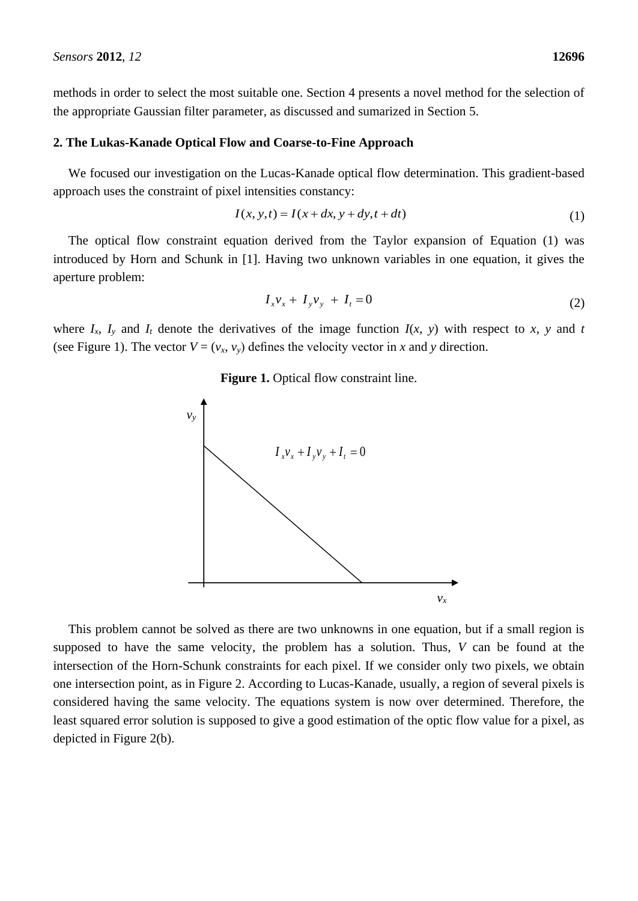methods in order to select the most suitable one. Section 4 presents a novel method for the selection of the appropriate Gaussian filter parameter, as discussed and sumarized in Section 5.

## 2. The Lukas-Kanade Optical Flow and Coarse-to-Fine Approach

We focused our investigation on the Lucas-Kanade optical flow determination. This gradient-based approach uses the constraint of pixel intensities constancy:

$$I(x, y, t) = I(x + dx, y + dy, t + dt) \tag{1}$$

The optical flow constraint equation derived from the Taylor expansion of Equation (1) was introduced by Horn and Schunk in [1]. Having two unknown variables in one equation, it gives the aperture problem:

$$I_x v_x + I_y v_y + I_t = 0 \tag{2}$$

where $I_x$, $I_y$ and $I_t$ denote the derivatives of the image function $I(x, y)$ with respect to $x$, $y$ and $t$ (see Figure 1). The vector $V = (v_x, v_y)$ defines the velocity vector in $x$ and $y$ direction.

**Figure 1.** Optical flow constraint line.

This problem cannot be solved as there are two unknowns in one equation, but if a small region is supposed to have the same velocity, the problem has a solution. Thus, $V$ can be found at the intersection of the Horn-Schunk constraints for each pixel. If we consider only two pixels, we obtain one intersection point, as in Figure 2. According to Lucas-Kanade, usually, a region of several pixels is considered having the same velocity. The equations system is now over determined. Therefore, the least squared error solution is supposed to give a good estimation of the optic flow value for a pixel, as depicted in Figure 2(b).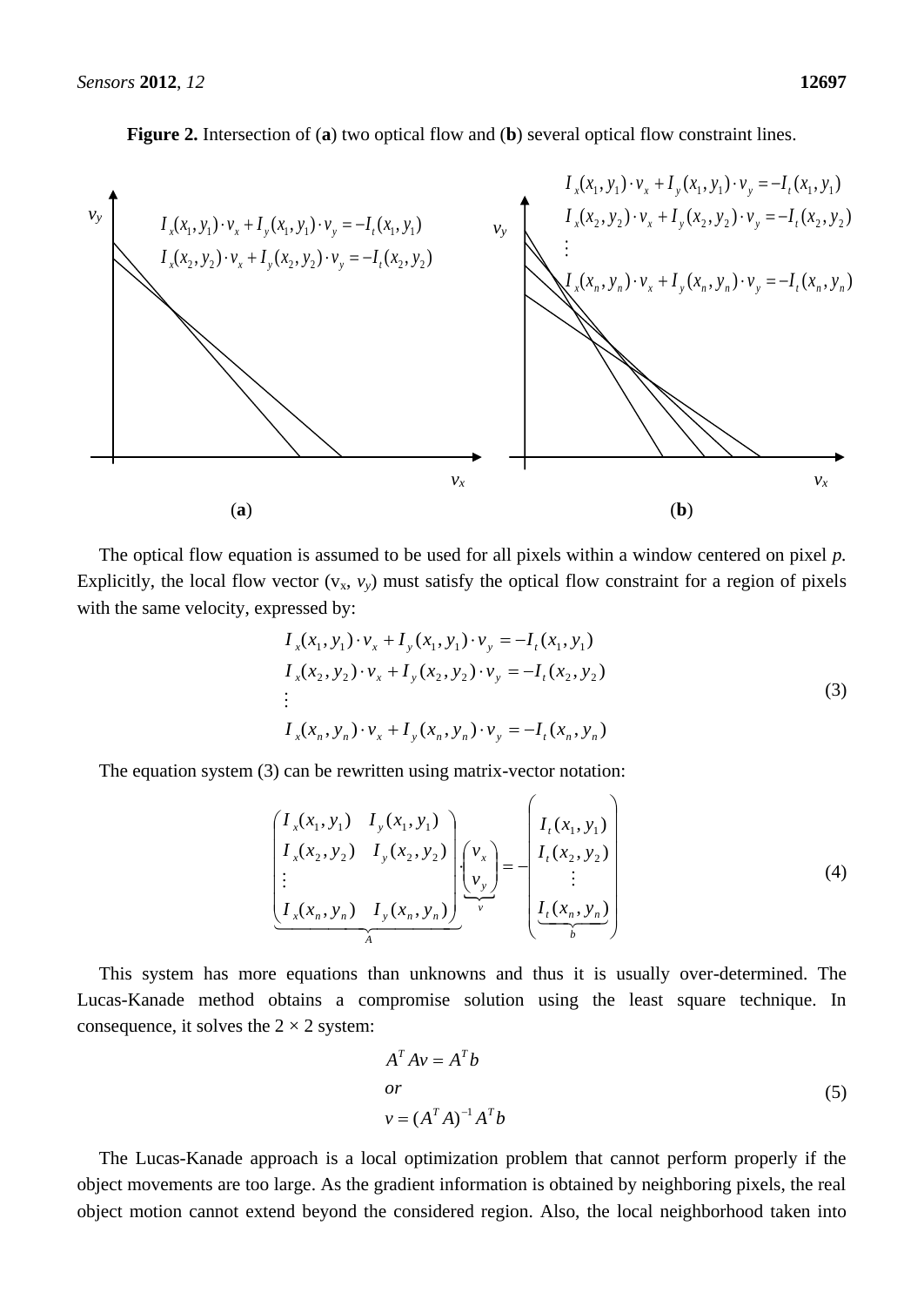**Figure 2.** Intersection of (**a**) two optical flow and (**b**) several optical flow constraint lines.

The optical flow equation is assumed to be used for all pixels within a window centered on pixel *p*. Explicitly, the local flow vector ($v_x$, $v_y$) must satisfy the optical flow constraint for a region of pixels with the same velocity, expressed by:

$$
\begin{aligned}
&I_x(x_1, y_1) \cdot v_x + I_y(x_1, y_1) \cdot v_y = -I_t(x_1, y_1) \\
&I_x(x_2, y_2) \cdot v_x + I_y(x_2, y_2) \cdot v_y = -I_t(x_2, y_2) \\
&\vdots \\
&I_x(x_n, y_n) \cdot v_x + I_y(x_n, y_n) \cdot v_y = -I_t(x_n, y_n)
\end{aligned}
\tag{3}
$$

The equation system (3) can be rewritten using matrix-vector notation:

$$
\underbrace{\begin{pmatrix} I_x(x_1, y_1) & I_y(x_1, y_1) \\ I_x(x_2, y_2) & I_y(x_2, y_2) \\ \vdots & \\ I_x(x_n, y_n) & I_y(x_n, y_n) \end{pmatrix}}_{A} \cdot \underbrace{\begin{pmatrix} v_x \\ v_y \end{pmatrix}}_{v} = -\underbrace{\begin{pmatrix} I_t(x_1, y_1) \\ I_t(x_2, y_2) \\ \vdots \\ I_t(x_n, y_n) \end{pmatrix}}_{b}
\tag{4}
$$

This system has more equations than unknowns and thus it is usually over-determined. The Lucas-Kanade method obtains a compromise solution using the least square technique. In consequence, it solves the 2 × 2 system:

$$
\begin{aligned}
&A^T A v = A^T b \\
&or \\
&v = (A^T A)^{-1} A^T b
\end{aligned}
\tag{5}
$$

The Lucas-Kanade approach is a local optimization problem that cannot perform properly if the object movements are too large. As the gradient information is obtained by neighboring pixels, the real object motion cannot extend beyond the considered region. Also, the local neighborhood taken into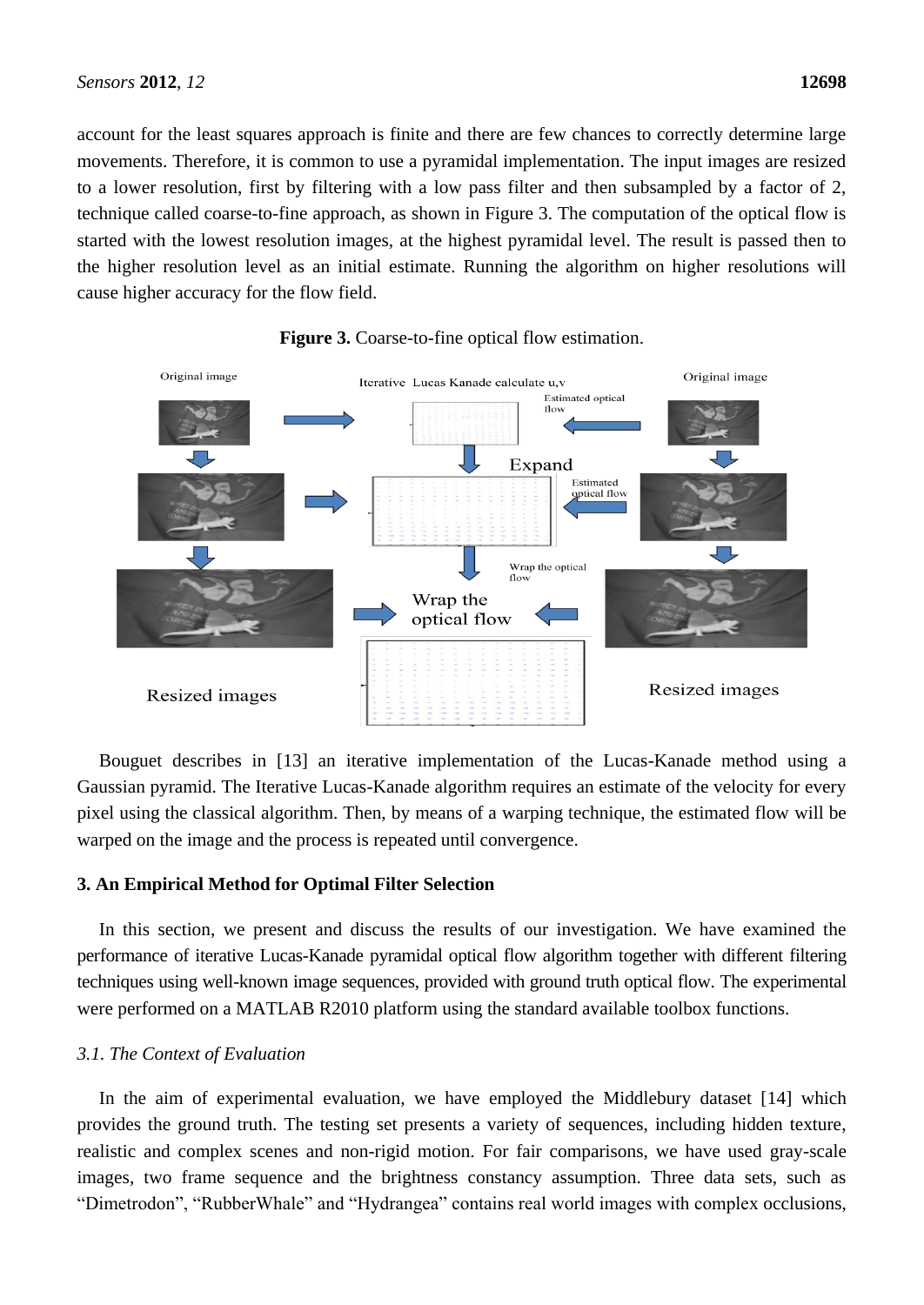account for the least squares approach is finite and there are few chances to correctly determine large movements. Therefore, it is common to use a pyramidal implementation. The input images are resized to a lower resolution, first by filtering with a low pass filter and then subsampled by a factor of 2, technique called coarse-to-fine approach, as shown in Figure 3. The computation of the optical flow is started with the lowest resolution images, at the highest pyramidal level. The result is passed then to the higher resolution level as an initial estimate. Running the algorithm on higher resolutions will cause higher accuracy for the flow field.

**Figure 3.** Coarse-to-fine optical flow estimation.

Bouguet describes in [13] an iterative implementation of the Lucas-Kanade method using a Gaussian pyramid. The Iterative Lucas-Kanade algorithm requires an estimate of the velocity for every pixel using the classical algorithm. Then, by means of a warping technique, the estimated flow will be warped on the image and the process is repeated until convergence.

## 3. An Empirical Method for Optimal Filter Selection

In this section, we present and discuss the results of our investigation. We have examined the performance of iterative Lucas-Kanade pyramidal optical flow algorithm together with different filtering techniques using well-known image sequences, provided with ground truth optical flow. The experimental were performed on a MATLAB R2010 platform using the standard available toolbox functions.

### *3.1. The Context of Evaluation*

In the aim of experimental evaluation, we have employed the Middlebury dataset [14] which provides the ground truth. The testing set presents a variety of sequences, including hidden texture, realistic and complex scenes and non-rigid motion. For fair comparisons, we have used gray-scale images, two frame sequence and the brightness constancy assumption. Three data sets, such as "Dimetrodon", "RubberWhale" and "Hydrangea" contains real world images with complex occlusions,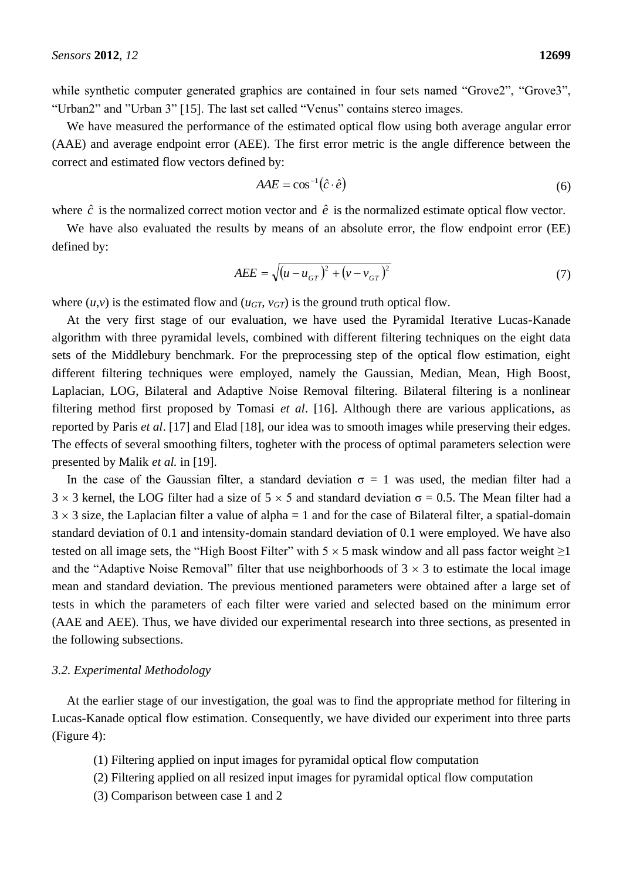while synthetic computer generated graphics are contained in four sets named "Grove2", "Grove3", "Urban2" and "Urban 3" [15]. The last set called "Venus" contains stereo images.

We have measured the performance of the estimated optical flow using both average angular error (AAE) and average endpoint error (AEE). The first error metric is the angle difference between the correct and estimated flow vectors defined by:

$$AAE = \cos^{-1}(\hat{c} \cdot \hat{e}) \tag{6}$$

where $\hat{c}$ is the normalized correct motion vector and $\hat{e}$ is the normalized estimate optical flow vector.

We have also evaluated the results by means of an absolute error, the flow endpoint error (EE) defined by:

$$AEE = \sqrt{(u - u_{GT})^2 + (v - v_{GT})^2} \tag{7}$$

where $(u,v)$ is the estimated flow and $(u_{GT}, v_{GT})$ is the ground truth optical flow.

At the very first stage of our evaluation, we have used the Pyramidal Iterative Lucas-Kanade algorithm with three pyramidal levels, combined with different filtering techniques on the eight data sets of the Middlebury benchmark. For the preprocessing step of the optical flow estimation, eight different filtering techniques were employed, namely the Gaussian, Median, Mean, High Boost, Laplacian, LOG, Bilateral and Adaptive Noise Removal filtering. Bilateral filtering is a nonlinear filtering method first proposed by Tomasi *et al*. [16]. Although there are various applications, as reported by Paris *et al*. [17] and Elad [18], our idea was to smooth images while preserving their edges. The effects of several smoothing filters, togheter with the process of optimal parameters selection were presented by Malik *et al.* in [19].

In the case of the Gaussian filter, a standard deviation $\sigma = 1$ was used, the median filter had a $3 \times 3$ kernel, the LOG filter had a size of $5 \times 5$ and standard deviation $\sigma = 0.5$. The Mean filter had a $3 \times 3$ size, the Laplacian filter a value of alpha = 1 and for the case of Bilateral filter, a spatial-domain standard deviation of 0.1 and intensity-domain standard deviation of 0.1 were employed. We have also tested on all image sets, the "High Boost Filter" with $5 \times 5$ mask window and all pass factor weight $\geq 1$ and the "Adaptive Noise Removal" filter that use neighborhoods of $3 \times 3$ to estimate the local image mean and standard deviation. The previous mentioned parameters were obtained after a large set of tests in which the parameters of each filter were varied and selected based on the minimum error (AAE and AEE). Thus, we have divided our experimental research into three sections, as presented in the following subsections.

### *3.2. Experimental Methodology*

At the earlier stage of our investigation, the goal was to find the appropriate method for filtering in Lucas-Kanade optical flow estimation. Consequently, we have divided our experiment into three parts (Figure 4):

(1) Filtering applied on input images for pyramidal optical flow computation

(2) Filtering applied on all resized input images for pyramidal optical flow computation

(3) Comparison between case 1 and 2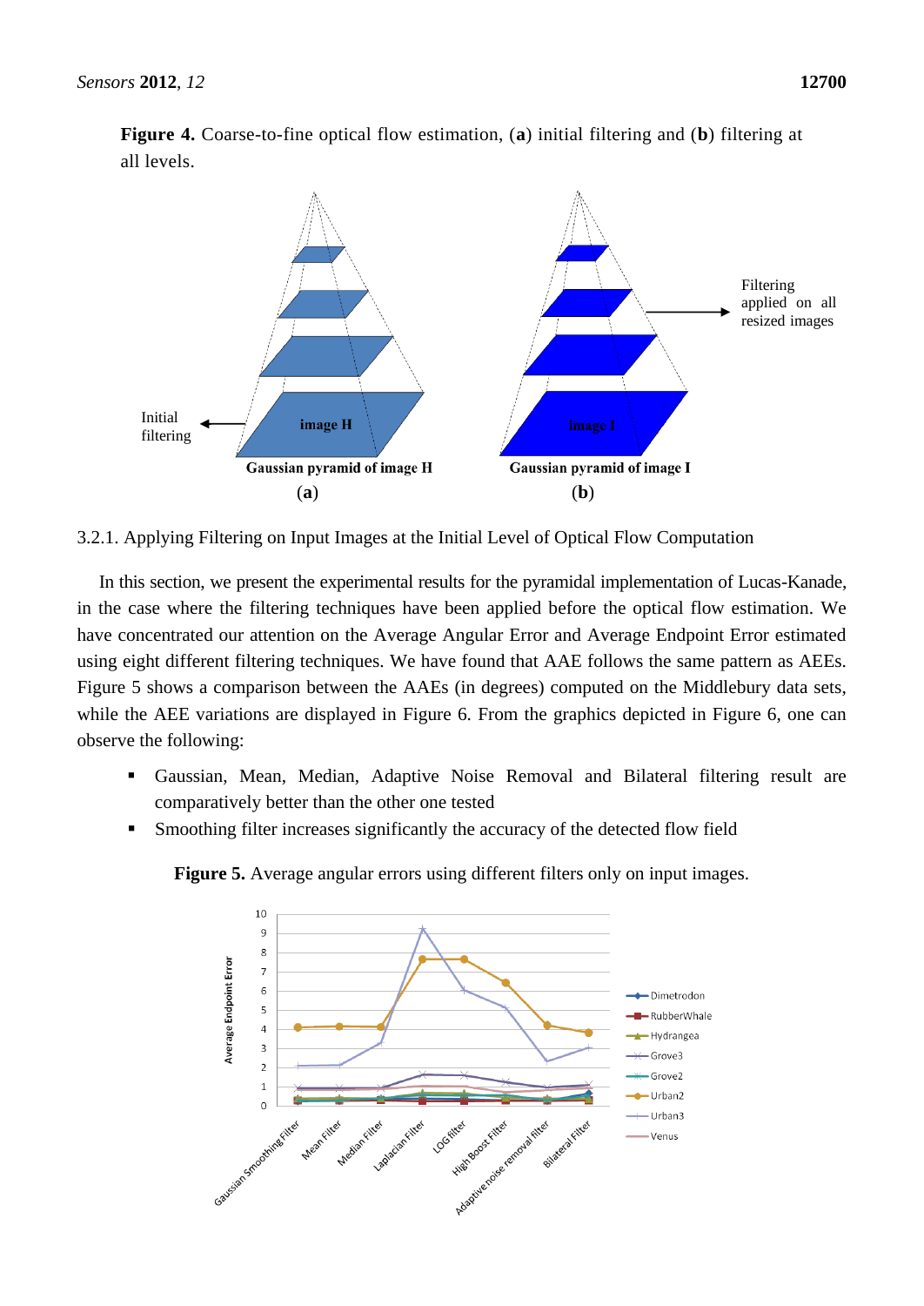**Figure 4.** Coarse-to-fine optical flow estimation, (**a**) initial filtering and (**b**) filtering at all levels.

3.2.1. Applying Filtering on Input Images at the Initial Level of Optical Flow Computation

In this section, we present the experimental results for the pyramidal implementation of Lucas-Kanade, in the case where the filtering techniques have been applied before the optical flow estimation. We have concentrated our attention on the Average Angular Error and Average Endpoint Error estimated using eight different filtering techniques. We have found that AAE follows the same pattern as AEEs. Figure 5 shows a comparison between the AAEs (in degrees) computed on the Middlebury data sets, while the AEE variations are displayed in Figure 6. From the graphics depicted in Figure 6, one can observe the following:

- Gaussian, Mean, Median, Adaptive Noise Removal and Bilateral filtering result are comparatively better than the other one tested
- Smoothing filter increases significantly the accuracy of the detected flow field

**Figure 5.** Average angular errors using different filters only on input images.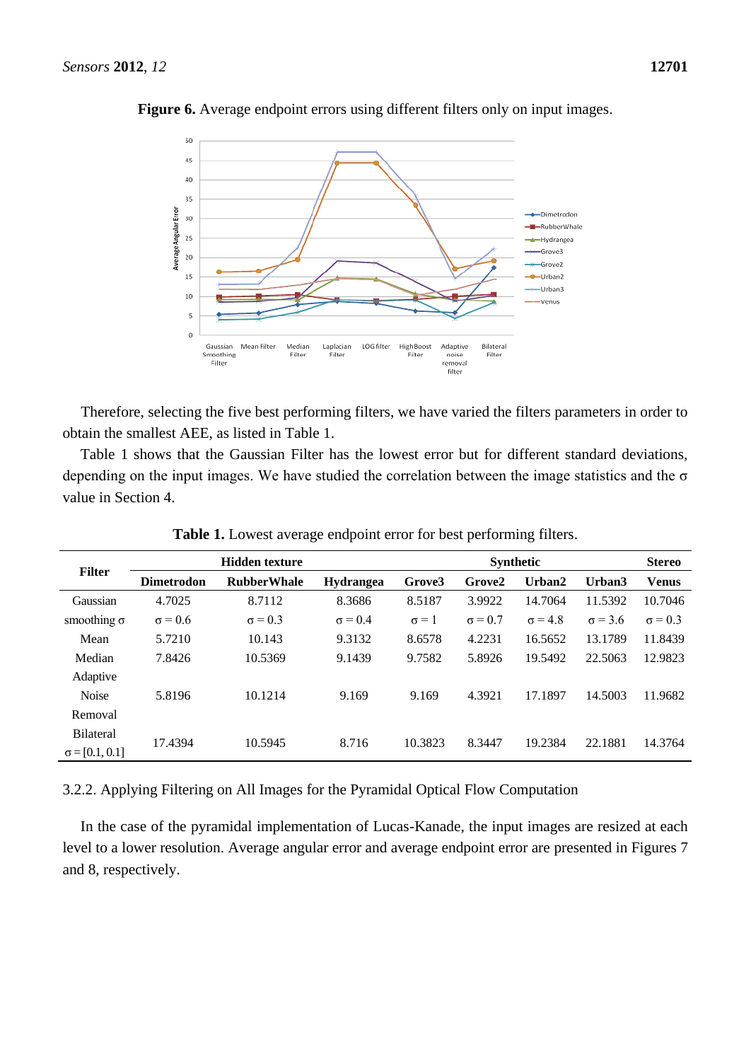**Figure 6.** Average endpoint errors using different filters only on input images.

Therefore, selecting the five best performing filters, we have varied the filters parameters in order to obtain the smallest AEE, as listed in Table 1.

Table 1 shows that the Gaussian Filter has the lowest error but for different standard deviations, depending on the input images. We have studied the correlation between the image statistics and the σ value in Section 4.

**Table 1.** Lowest average endpoint error for best performing filters.

| Filter | Hidden texture | | | Synthetic | | | | Stereo |
|---|---|---|---|---|---|---|---|---|
| | **Dimetrodon** | **RubberWhale** | **Hydrangea** | **Grove3** | **Grove2** | **Urban2** | **Urban3** | **Venus** |
| Gaussian smoothing σ | 4.7025<br>σ = 0.6 | 8.7112<br>σ = 0.3 | 8.3686<br>σ = 0.4 | 8.5187<br>σ = 1 | 3.9922<br>σ = 0.7 | 14.7064<br>σ = 4.8 | 11.5392<br>σ = 3.6 | 10.7046<br>σ = 0.3 |
| Mean | 5.7210 | 10.143 | 9.3132 | 8.6578 | 4.2231 | 16.5652 | 13.1789 | 11.8439 |
| Median | 7.8426 | 10.5369 | 9.1439 | 9.7582 | 5.8926 | 19.5492 | 22.5063 | 12.9823 |
| Adaptive Noise Removal | 5.8196 | 10.1214 | 9.169 | 9.169 | 4.3921 | 17.1897 | 14.5003 | 11.9682 |
| Bilateral σ = [0.1, 0.1] | 17.4394 | 10.5945 | 8.716 | 10.3823 | 8.3447 | 19.2384 | 22.1881 | 14.3764 |

3.2.2. Applying Filtering on All Images for the Pyramidal Optical Flow Computation

In the case of the pyramidal implementation of Lucas-Kanade, the input images are resized at each level to a lower resolution. Average angular error and average endpoint error are presented in Figures 7 and 8, respectively.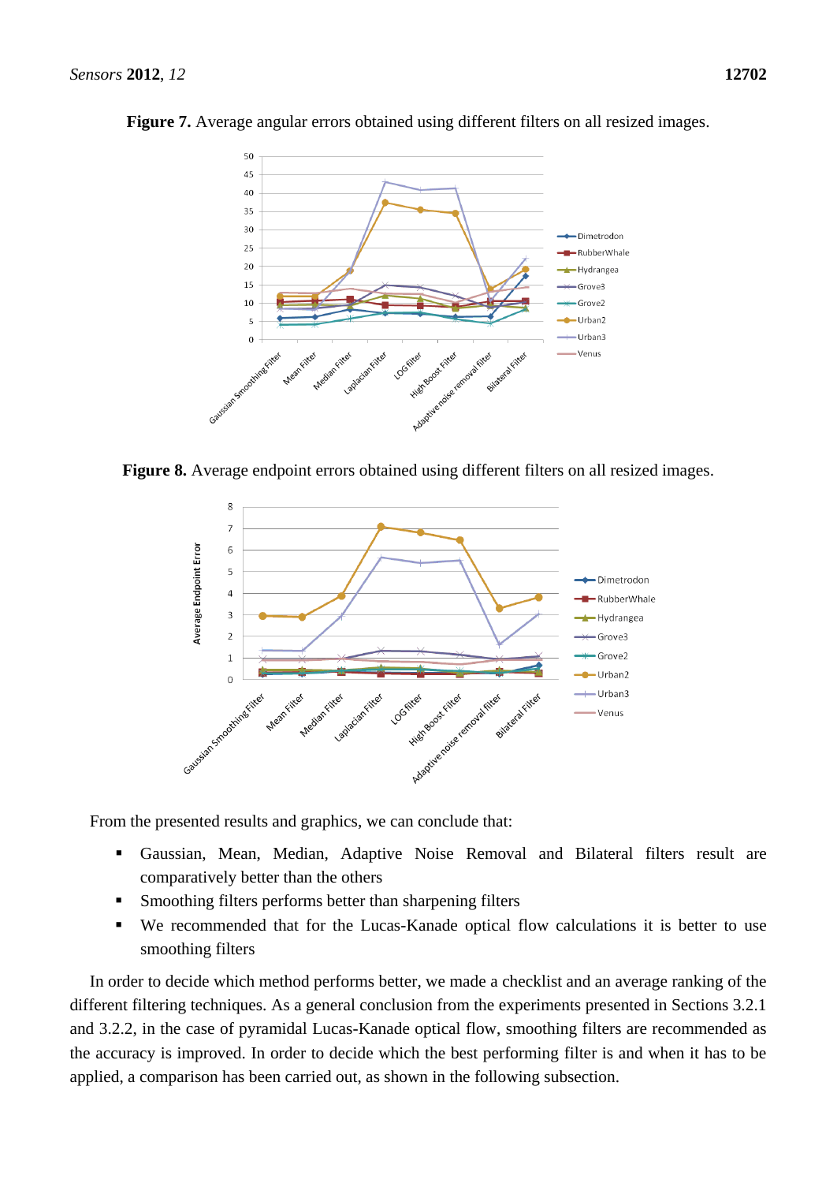**Figure 7.** Average angular errors obtained using different filters on all resized images.

**Figure 8.** Average endpoint errors obtained using different filters on all resized images.

From the presented results and graphics, we can conclude that:

- Gaussian, Mean, Median, Adaptive Noise Removal and Bilateral filters result are comparatively better than the others
- Smoothing filters performs better than sharpening filters
- We recommended that for the Lucas-Kanade optical flow calculations it is better to use smoothing filters

In order to decide which method performs better, we made a checklist and an average ranking of the different filtering techniques. As a general conclusion from the experiments presented in Sections 3.2.1 and 3.2.2, in the case of pyramidal Lucas-Kanade optical flow, smoothing filters are recommended as the accuracy is improved. In order to decide which the best performing filter is and when it has to be applied, a comparison has been carried out, as shown in the following subsection.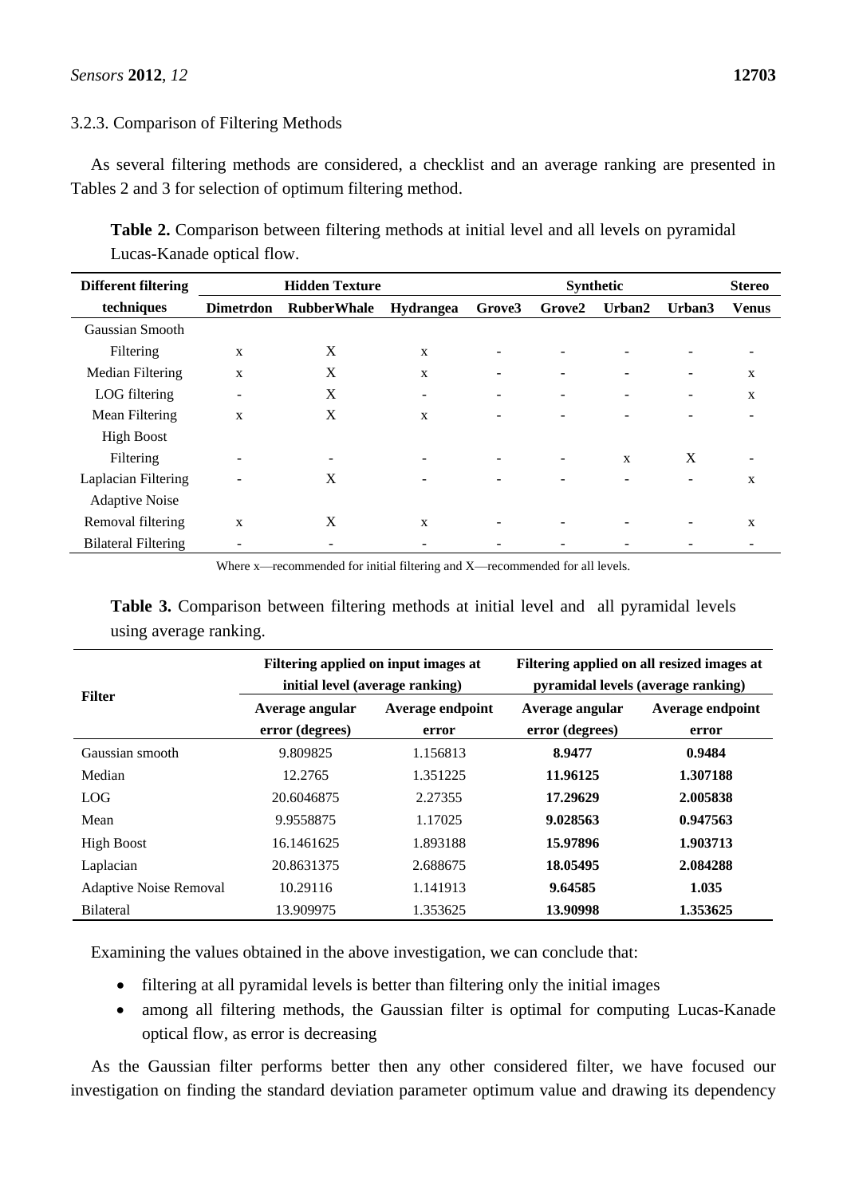### 3.2.3. Comparison of Filtering Methods

As several filtering methods are considered, a checklist and an average ranking are presented in Tables 2 and 3 for selection of optimum filtering method.

**Table 2.** Comparison between filtering methods at initial level and all levels on pyramidal Lucas-Kanade optical flow.

| Different filtering techniques | Hidden Texture | | | Synthetic | | | | Stereo |
|---|---|---|---|---|---|---|---|---|
| | Dimetrdon | RubberWhale | Hydrangea | Grove3 | Grove2 | Urban2 | Urban3 | Venus |
| Gaussian Smooth Filtering | x | X | x | - | - | - | - | - |
| Median Filtering | x | X | x | - | - | - | - | x |
| LOG filtering | - | X | - | - | - | - | - | x |
| Mean Filtering | x | X | x | - | - | - | - | - |
| High Boost Filtering | - | - | - | - | - | x | X | - |
| Laplacian Filtering | - | X | - | - | - | - | - | x |
| Adaptive Noise Removal filtering | x | X | x | - | - | - | - | x |
| Bilateral Filtering | - | - | - | - | - | - | - | - |

Where x—recommended for initial filtering and X—recommended for all levels.

**Table 3.** Comparison between filtering methods at initial level and all pyramidal levels using average ranking.

| Filter | Filtering applied on input images at initial level (average ranking) | | Filtering applied on all resized images at pyramidal levels (average ranking) | |
|---|---|---|---|---|
| | Average angular error (degrees) | Average endpoint error | Average angular error (degrees) | Average endpoint error |
| Gaussian smooth | 9.809825 | 1.156813 | **8.9477** | **0.9484** |
| Median | 12.2765 | 1.351225 | **11.96125** | **1.307188** |
| LOG | 20.6046875 | 2.27355 | **17.29629** | **2.005838** |
| Mean | 9.9558875 | 1.17025 | **9.028563** | **0.947563** |
| High Boost | 16.1461625 | 1.893188 | **15.97896** | **1.903713** |
| Laplacian | 20.8631375 | 2.688675 | **18.05495** | **2.084288** |
| Adaptive Noise Removal | 10.29116 | 1.141913 | **9.64585** | **1.035** |
| Bilateral | 13.909975 | 1.353625 | **13.90998** | **1.353625** |

Examining the values obtained in the above investigation, we can conclude that:

- filtering at all pyramidal levels is better than filtering only the initial images
- among all filtering methods, the Gaussian filter is optimal for computing Lucas-Kanade optical flow, as error is decreasing

As the Gaussian filter performs better then any other considered filter, we have focused our investigation on finding the standard deviation parameter optimum value and drawing its dependency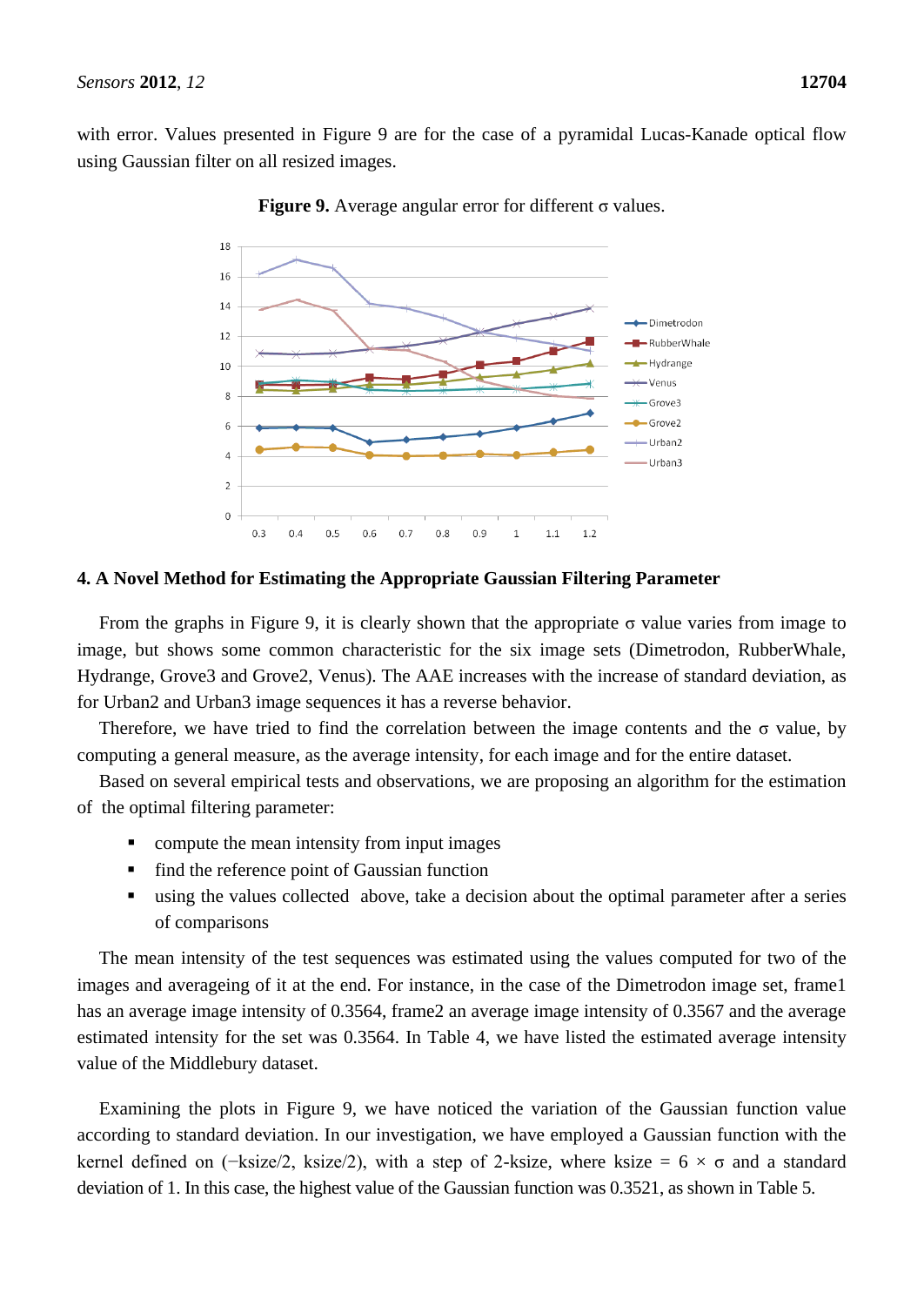with error. Values presented in Figure 9 are for the case of a pyramidal Lucas-Kanade optical flow using Gaussian filter on all resized images.

**Figure 9.** Average angular error for different σ values.

## 4. A Novel Method for Estimating the Appropriate Gaussian Filtering Parameter

From the graphs in Figure 9, it is clearly shown that the appropriate σ value varies from image to image, but shows some common characteristic for the six image sets (Dimetrodon, RubberWhale, Hydrange, Grove3 and Grove2, Venus). The AAE increases with the increase of standard deviation, as for Urban2 and Urban3 image sequences it has a reverse behavior.

Therefore, we have tried to find the correlation between the image contents and the σ value, by computing a general measure, as the average intensity, for each image and for the entire dataset.

Based on several empirical tests and observations, we are proposing an algorithm for the estimation of the optimal filtering parameter:

- compute the mean intensity from input images
- find the reference point of Gaussian function
- using the values collected above, take a decision about the optimal parameter after a series of comparisons

The mean intensity of the test sequences was estimated using the values computed for two of the images and averageing of it at the end. For instance, in the case of the Dimetrodon image set, frame1 has an average image intensity of 0.3564, frame2 an average image intensity of 0.3567 and the average estimated intensity for the set was 0.3564. In Table 4, we have listed the estimated average intensity value of the Middlebury dataset.

Examining the plots in Figure 9, we have noticed the variation of the Gaussian function value according to standard deviation. In our investigation, we have employed a Gaussian function with the kernel defined on (−ksize/2, ksize/2), with a step of 2-ksize, where ksize = 6 × σ and a standard deviation of 1. In this case, the highest value of the Gaussian function was 0.3521, as shown in Table 5.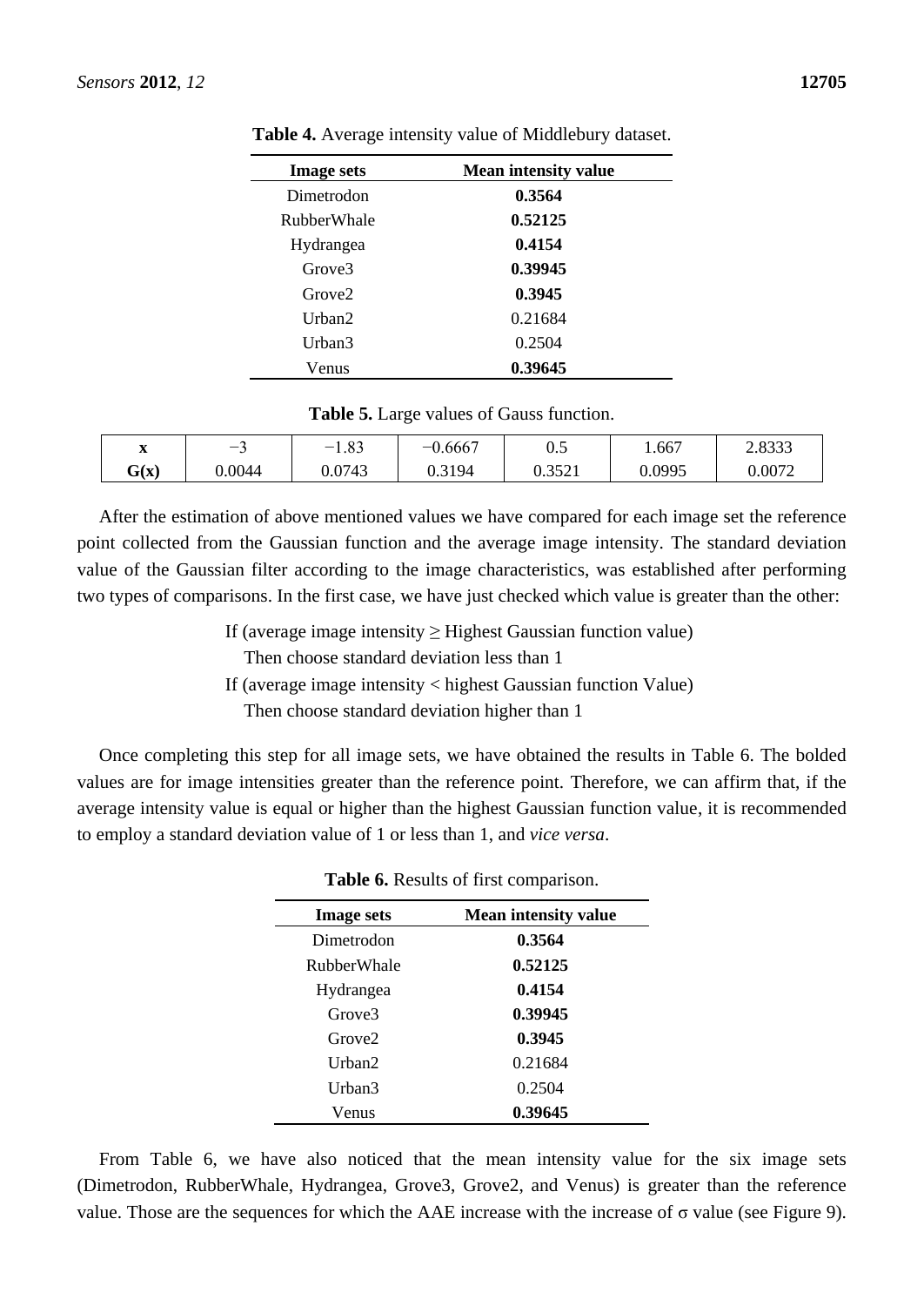**Table 4.** Average intensity value of Middlebury dataset.

| Image sets | Mean intensity value |
|---|---|
| Dimetrodon | **0.3564** |
| RubberWhale | **0.52125** |
| Hydrangea | **0.4154** |
| Grove3 | **0.39945** |
| Grove2 | **0.3945** |
| Urban2 | 0.21684 |
| Urban3 | 0.2504 |
| Venus | **0.39645** |

**Table 5.** Large values of Gauss function.

| **x** | −3 | −1.83 | −0.6667 | 0.5 | 1.667 | 2.8333 |
|---|---|---|---|---|---|---|
| **G(x)** | 0.0044 | 0.0743 | 0.3194 | 0.3521 | 0.0995 | 0.0072 |

After the estimation of above mentioned values we have compared for each image set the reference point collected from the Gaussian function and the average image intensity. The standard deviation value of the Gaussian filter according to the image characteristics, was established after performing two types of comparisons. In the first case, we have just checked which value is greater than the other:

If (average image intensity ≥ Highest Gaussian function value)
  Then choose standard deviation less than 1
If (average image intensity < highest Gaussian function Value)
  Then choose standard deviation higher than 1

Once completing this step for all image sets, we have obtained the results in Table 6. The bolded values are for image intensities greater than the reference point. Therefore, we can affirm that, if the average intensity value is equal or higher than the highest Gaussian function value, it is recommended to employ a standard deviation value of 1 or less than 1, and *vice versa*.

**Table 6.** Results of first comparison.

| Image sets | Mean intensity value |
|---|---|
| Dimetrodon | **0.3564** |
| RubberWhale | **0.52125** |
| Hydrangea | **0.4154** |
| Grove3 | **0.39945** |
| Grove2 | **0.3945** |
| Urban2 | 0.21684 |
| Urban3 | 0.2504 |
| Venus | **0.39645** |

From Table 6, we have also noticed that the mean intensity value for the six image sets (Dimetrodon, RubberWhale, Hydrangea, Grove3, Grove2, and Venus) is greater than the reference value. Those are the sequences for which the AAE increase with the increase of $\sigma$ value (see Figure 9).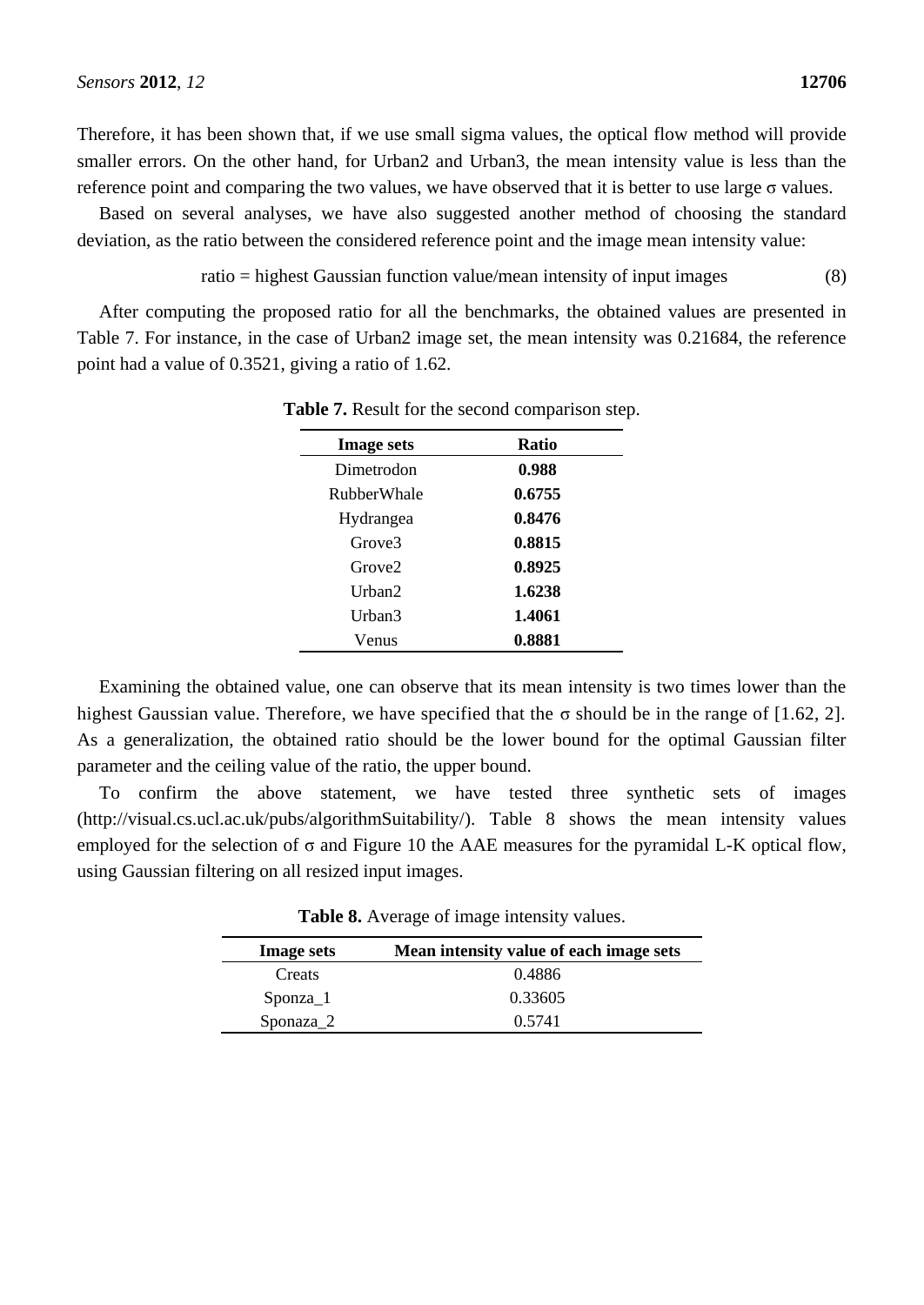Therefore, it has been shown that, if we use small sigma values, the optical flow method will provide smaller errors. On the other hand, for Urban2 and Urban3, the mean intensity value is less than the reference point and comparing the two values, we have observed that it is better to use large σ values.

Based on several analyses, we have also suggested another method of choosing the standard deviation, as the ratio between the considered reference point and the image mean intensity value:

$$\text{ratio} = \text{highest Gaussian function value/mean intensity of input images} \tag{8}$$

After computing the proposed ratio for all the benchmarks, the obtained values are presented in Table 7. For instance, in the case of Urban2 image set, the mean intensity was 0.21684, the reference point had a value of 0.3521, giving a ratio of 1.62.

**Table 7.** Result for the second comparison step.

| Image sets | Ratio |
|---|---|
| Dimetrodon | **0.988** |
| RubberWhale | **0.6755** |
| Hydrangea | **0.8476** |
| Grove3 | **0.8815** |
| Grove2 | **0.8925** |
| Urban2 | **1.6238** |
| Urban3 | **1.4061** |
| Venus | **0.8881** |

Examining the obtained value, one can observe that its mean intensity is two times lower than the highest Gaussian value. Therefore, we have specified that the σ should be in the range of [1.62, 2]. As a generalization, the obtained ratio should be the lower bound for the optimal Gaussian filter parameter and the ceiling value of the ratio, the upper bound.

To confirm the above statement, we have tested three synthetic sets of images (http://visual.cs.ucl.ac.uk/pubs/algorithmSuitability/). Table 8 shows the mean intensity values employed for the selection of σ and Figure 10 the AAE measures for the pyramidal L-K optical flow, using Gaussian filtering on all resized input images.

**Table 8.** Average of image intensity values.

| Image sets | Mean intensity value of each image sets |
|---|---|
| Creats | 0.4886 |
| Sponza_1 | 0.33605 |
| Sponaza_2 | 0.5741 |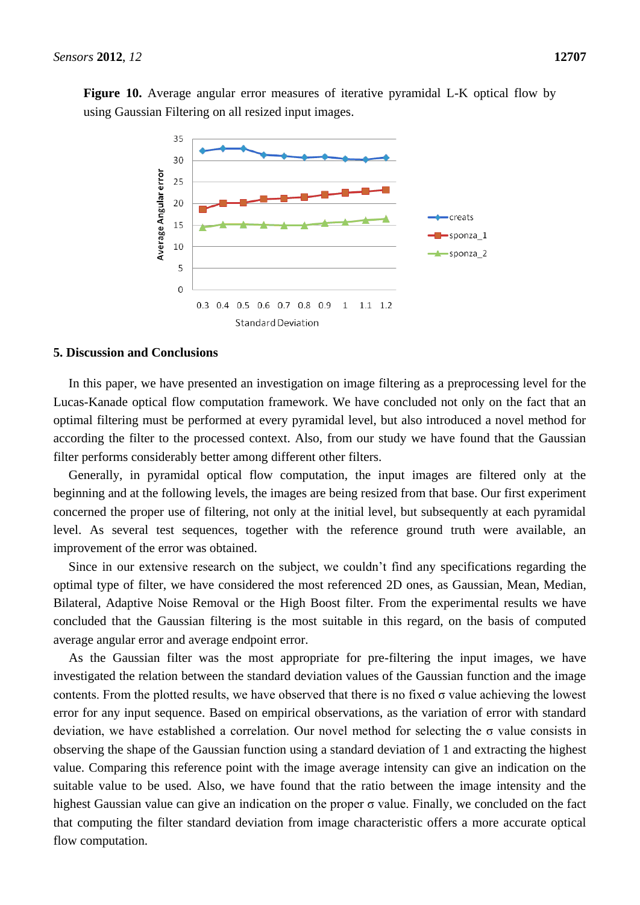**Figure 10.** Average angular error measures of iterative pyramidal L-K optical flow by using Gaussian Filtering on all resized input images.

Average Angular error

35
30
25
20
15
10
5
0

0.3 0.4 0.5 0.6 0.7 0.8 0.9 1 1.1 1.2

Standard Deviation

creats
sponza_1
sponza_2

## 5. Discussion and Conclusions

In this paper, we have presented an investigation on image filtering as a preprocessing level for the Lucas-Kanade optical flow computation framework. We have concluded not only on the fact that an optimal filtering must be performed at every pyramidal level, but also introduced a novel method for according the filter to the processed context. Also, from our study we have found that the Gaussian filter performs considerably better among different other filters.

Generally, in pyramidal optical flow computation, the input images are filtered only at the beginning and at the following levels, the images are being resized from that base. Our first experiment concerned the proper use of filtering, not only at the initial level, but subsequently at each pyramidal level. As several test sequences, together with the reference ground truth were available, an improvement of the error was obtained.

Since in our extensive research on the subject, we couldn't find any specifications regarding the optimal type of filter, we have considered the most referenced 2D ones, as Gaussian, Mean, Median, Bilateral, Adaptive Noise Removal or the High Boost filter. From the experimental results we have concluded that the Gaussian filtering is the most suitable in this regard, on the basis of computed average angular error and average endpoint error.

As the Gaussian filter was the most appropriate for pre-filtering the input images, we have investigated the relation between the standard deviation values of the Gaussian function and the image contents. From the plotted results, we have observed that there is no fixed $\sigma$ value achieving the lowest error for any input sequence. Based on empirical observations, as the variation of error with standard deviation, we have established a correlation. Our novel method for selecting the $\sigma$ value consists in observing the shape of the Gaussian function using a standard deviation of 1 and extracting the highest value. Comparing this reference point with the image average intensity can give an indication on the suitable value to be used. Also, we have found that the ratio between the image intensity and the highest Gaussian value can give an indication on the proper $\sigma$ value. Finally, we concluded on the fact that computing the filter standard deviation from image characteristic offers a more accurate optical flow computation.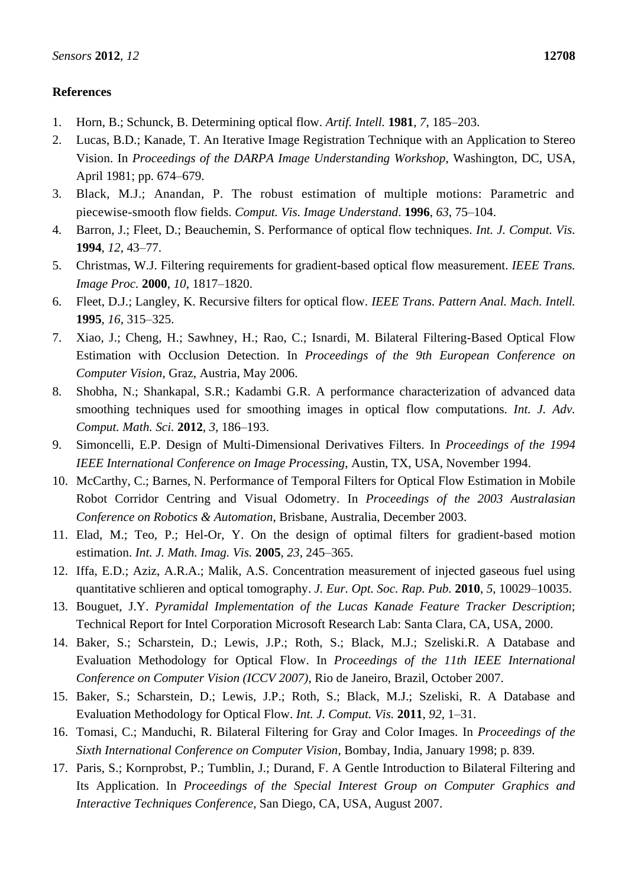**References**

1. Horn, B.; Schunck, B. Determining optical flow. *Artif. Intell.* **1981**, *7*, 185–203.
2. Lucas, B.D.; Kanade, T. An Iterative Image Registration Technique with an Application to Stereo Vision. In *Proceedings of the DARPA Image Understanding Workshop*, Washington, DC, USA, April 1981; pp. 674–679.
3. Black, M.J.; Anandan, P. The robust estimation of multiple motions: Parametric and piecewise-smooth flow fields. *Comput. Vis. Image Understand*. **1996**, *63*, 75–104.
4. Barron, J.; Fleet, D.; Beauchemin, S. Performance of optical flow techniques. *Int. J. Comput. Vis.* **1994**, *12*, 43–77.
5. Christmas, W.J. Filtering requirements for gradient-based optical flow measurement. *IEEE Trans. Image Proc.* **2000**, *10*, 1817–1820.
6. Fleet, D.J.; Langley, K. Recursive filters for optical flow. *IEEE Trans. Pattern Anal. Mach. Intell.* **1995**, *16*, 315–325.
7. Xiao, J.; Cheng, H.; Sawhney, H.; Rao, C.; Isnardi, M. Bilateral Filtering-Based Optical Flow Estimation with Occlusion Detection. In *Proceedings of the 9th European Conference on Computer Vision*, Graz, Austria, May 2006.
8. Shobha, N.; Shankapal, S.R.; Kadambi G.R. A performance characterization of advanced data smoothing techniques used for smoothing images in optical flow computations. *Int. J. Adv. Comput. Math. Sci.* **2012**, *3*, 186–193.
9. Simoncelli, E.P. Design of Multi-Dimensional Derivatives Filters. In *Proceedings of the 1994 IEEE International Conference on Image Processing*, Austin, TX, USA, November 1994.
10. McCarthy, C.; Barnes, N. Performance of Temporal Filters for Optical Flow Estimation in Mobile Robot Corridor Centring and Visual Odometry. In *Proceedings of the 2003 Australasian Conference on Robotics & Automation*, Brisbane, Australia, December 2003.
11. Elad, M.; Teo, P.; Hel-Or, Y. On the design of optimal filters for gradient-based motion estimation. *Int. J. Math. Imag. Vis.* **2005**, *23*, 245–365.
12. Iffa, E.D.; Aziz, A.R.A.; Malik, A.S. Concentration measurement of injected gaseous fuel using quantitative schlieren and optical tomography. *J. Eur. Opt. Soc. Rap. Pub.* **2010**, *5*, 10029–10035.
13. Bouguet, J.Y. *Pyramidal Implementation of the Lucas Kanade Feature Tracker Description*; Technical Report for Intel Corporation Microsoft Research Lab: Santa Clara, CA, USA, 2000.
14. Baker, S.; Scharstein, D.; Lewis, J.P.; Roth, S.; Black, M.J.; Szeliski.R. A Database and Evaluation Methodology for Optical Flow. In *Proceedings of the 11th IEEE International Conference on Computer Vision (ICCV 2007)*, Rio de Janeiro, Brazil, October 2007.
15. Baker, S.; Scharstein, D.; Lewis, J.P.; Roth, S.; Black, M.J.; Szeliski, R. A Database and Evaluation Methodology for Optical Flow. *Int. J. Comput. Vis.* **2011**, *92*, 1–31.
16. Tomasi, C.; Manduchi, R. Bilateral Filtering for Gray and Color Images. In *Proceedings of the Sixth International Conference on Computer Vision*, Bombay, India, January 1998; p. 839.
17. Paris, S.; Kornprobst, P.; Tumblin, J.; Durand, F. A Gentle Introduction to Bilateral Filtering and Its Application. In *Proceedings of the Special Interest Group on Computer Graphics and Interactive Techniques Conference*, San Diego, CA, USA, August 2007.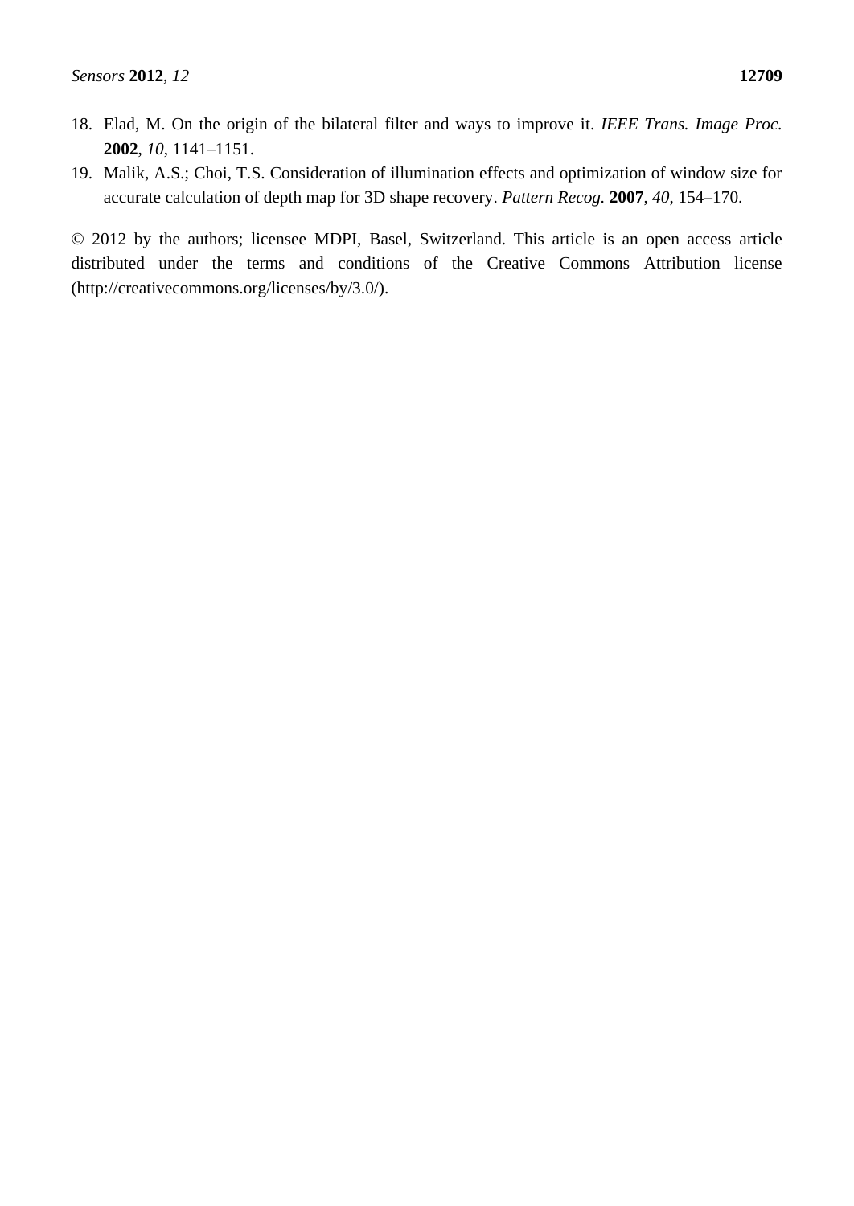18. Elad, M. On the origin of the bilateral filter and ways to improve it. *IEEE Trans. Image Proc.* **2002**, *10*, 1141–1151.
19. Malik, A.S.; Choi, T.S. Consideration of illumination effects and optimization of window size for accurate calculation of depth map for 3D shape recovery. *Pattern Recog.* **2007**, *40*, 154–170.

© 2012 by the authors; licensee MDPI, Basel, Switzerland. This article is an open access article distributed under the terms and conditions of the Creative Commons Attribution license (http://creativecommons.org/licenses/by/3.0/).